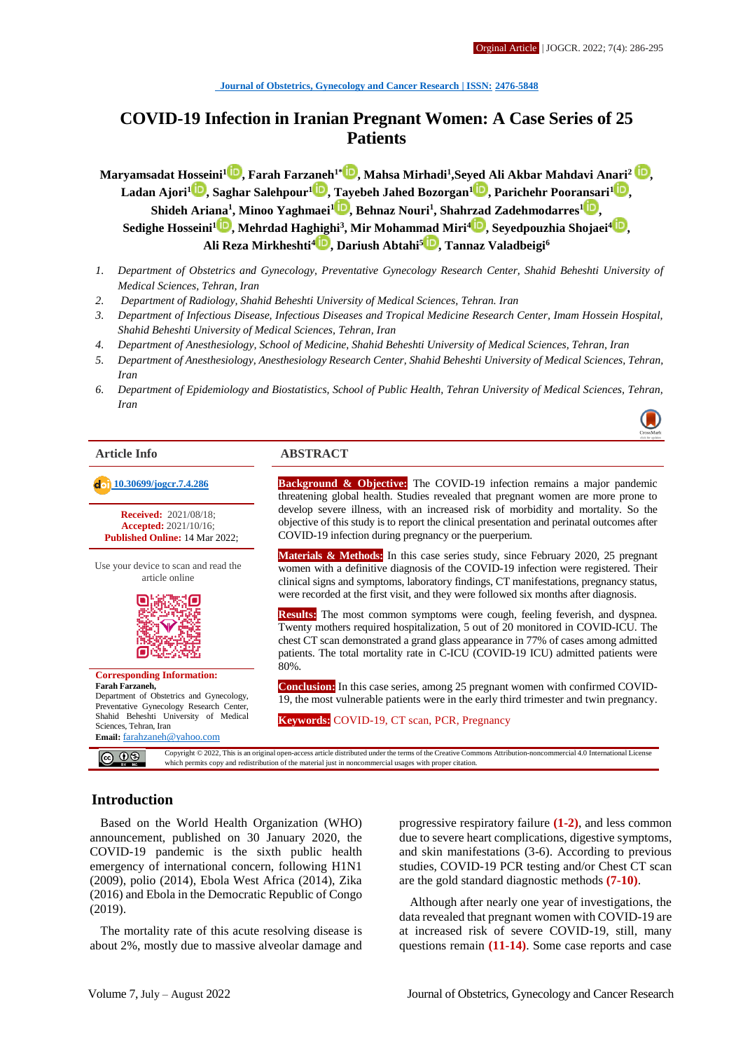Journal of Obstetrics, Gynecology and Cancer Research | ISSN: 2476-5848

Orginal Article

# COVID-19 Infection in Iranian Pregnant Women: A Case Series of 25 Patients

**Maryamsadat Hosseini[1], Farah Farzaneh[1*], Mahsa Mirhadi[1], Seyed Ali Akbar Mahdavi Anari[2], Ladan Ajori[1], Saghar Salehpour[1], Tayebeh Jahed Bozorgan[1], Parichehr Pooransari[1], Shideh Ariana[1], Minoo Yaghmaei[1], Behnaz Nouri[1], Shahrzad Zadehmodarres[1], Sedighe Hosseini[1], Mehrdad Haghighi[3], Mir Mohammad Miri[4], Seyedpouzhia Shojaei[4], Ali Reza Mirkheshti[4], Dariush Abtahi[5], Tannaz Valadbeigi[6]**

1. *Department of Obstetrics and Gynecology, Preventative Gynecology Research Center, Shahid Beheshti University of Medical Sciences, Tehran, Iran*
2. *Department of Radiology, Shahid Beheshti University of Medical Sciences, Tehran. Iran*
3. *Department of Infectious Disease, Infectious Diseases and Tropical Medicine Research Center, Imam Hossein Hospital, Shahid Beheshti University of Medical Sciences, Tehran, Iran*
4. *Department of Anesthesiology, School of Medicine, Shahid Beheshti University of Medical Sciences, Tehran, Iran*
5. *Department of Anesthesiology, Anesthesiology Research Center, Shahid Beheshti University of Medical Sciences, Tehran, Iran*
6. *Department of Epidemiology and Biostatistics, School of Public Health, Tehran University of Medical Sciences, Tehran, Iran*

## Article Info

10.30699/jogcr.7.4.286

**Received:** 2021/08/18;
**Accepted:** 2021/10/16;
**Published Online:** 14 Mar 2022;

Use your device to scan and read the article online

**Corresponding Information:**
**Farah Farzaneh,**
Department of Obstetrics and Gynecology, Preventative Gynecology Research Center, Shahid Beheshti University of Medical Sciences, Tehran, Iran
**Email:** farahzaneh@yahoo.com

## ABSTRACT

**Background & Objective:** The COVID-19 infection remains a major pandemic threatening global health. Studies revealed that pregnant women are more prone to develop severe illness, with an increased risk of morbidity and mortality. So the objective of this study is to report the clinical presentation and perinatal outcomes after COVID-19 infection during pregnancy or the puerperium.

**Materials & Methods:** In this case series study, since February 2020, 25 pregnant women with a definitive diagnosis of the COVID-19 infection were registered. Their clinical signs and symptoms, laboratory findings, CT manifestations, pregnancy status, were recorded at the first visit, and they were followed six months after diagnosis.

**Results:** The most common symptoms were cough, feeling feverish, and dyspnea. Twenty mothers required hospitalization, 5 out of 20 monitored in COVID-ICU. The chest CT scan demonstrated a grand glass appearance in 77% of cases among admitted patients. The total mortality rate in C-ICU (COVID-19 ICU) admitted patients were 80%.

**Conclusion:** In this case series, among 25 pregnant women with confirmed COVID-19, the most vulnerable patients were in the early third trimester and twin pregnancy.

**Keywords:** COVID-19, CT scan, PCR, Pregnancy

Copyright © 2022, This is an original open-access article distributed under the terms of the Creative Commons Attribution-noncommercial 4.0 International License which permits copy and redistribution of the material just in noncommercial usages with proper citation.

## Introduction

Based on the World Health Organization (WHO) announcement, published on 30 January 2020, the COVID-19 pandemic is the sixth public health emergency of international concern, following H1N1 (2009), polio (2014), Ebola West Africa (2014), Zika (2016) and Ebola in the Democratic Republic of Congo (2019).

The mortality rate of this acute resolving disease is about 2%, mostly due to massive alveolar damage and progressive respiratory failure (1-2), and less common due to severe heart complications, digestive symptoms, and skin manifestations (3-6). According to previous studies, COVID-19 PCR testing and/or Chest CT scan are the gold standard diagnostic methods (7-10).

Although after nearly one year of investigations, the data revealed that pregnant women with COVID-19 are at increased risk of severe COVID-19, still, many questions remain (11-14). Some case reports and case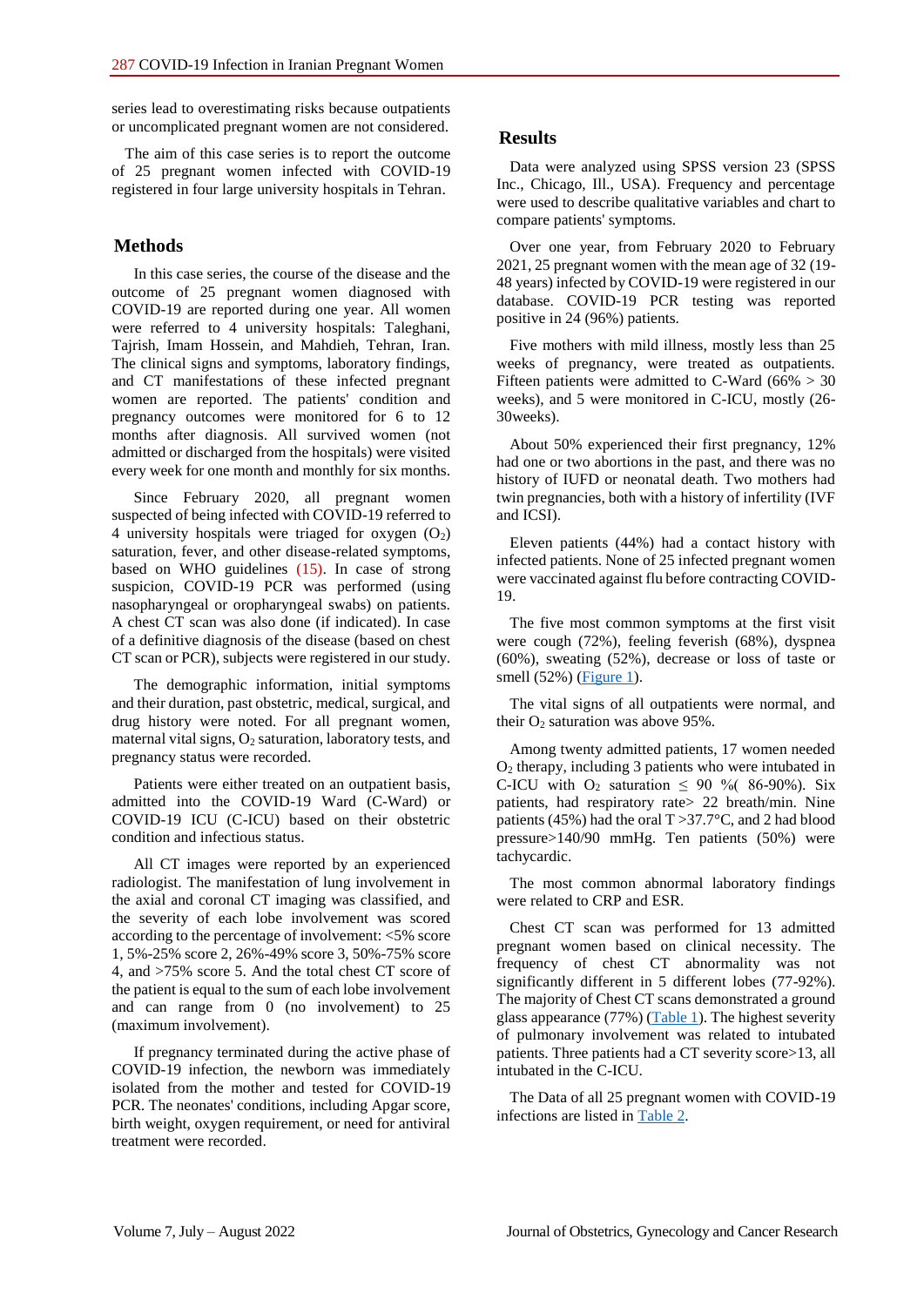series lead to overestimating risks because outpatients or uncomplicated pregnant women are not considered.

The aim of this case series is to report the outcome of 25 pregnant women infected with COVID-19 registered in four large university hospitals in Tehran.

## Methods

In this case series, the course of the disease and the outcome of 25 pregnant women diagnosed with COVID-19 are reported during one year. All women were referred to 4 university hospitals: Taleghani, Tajrish, Imam Hossein, and Mahdieh, Tehran, Iran. The clinical signs and symptoms, laboratory findings, and CT manifestations of these infected pregnant women are reported. The patients' condition and pregnancy outcomes were monitored for 6 to 12 months after diagnosis. All survived women (not admitted or discharged from the hospitals) were visited every week for one month and monthly for six months.

Since February 2020, all pregnant women suspected of being infected with COVID-19 referred to 4 university hospitals were triaged for oxygen ($O_2$) saturation, fever, and other disease-related symptoms, based on WHO guidelines (15). In case of strong suspicion, COVID-19 PCR was performed (using nasopharyngeal or oropharyngeal swabs) on patients. A chest CT scan was also done (if indicated). In case of a definitive diagnosis of the disease (based on chest CT scan or PCR), subjects were registered in our study.

The demographic information, initial symptoms and their duration, past obstetric, medical, surgical, and drug history were noted. For all pregnant women, maternal vital signs, $O_2$ saturation, laboratory tests, and pregnancy status were recorded.

Patients were either treated on an outpatient basis, admitted into the COVID-19 Ward (C-Ward) or COVID-19 ICU (C-ICU) based on their obstetric condition and infectious status.

All CT images were reported by an experienced radiologist. The manifestation of lung involvement in the axial and coronal CT imaging was classified, and the severity of each lobe involvement was scored according to the percentage of involvement: <5% score 1, 5%-25% score 2, 26%-49% score 3, 50%-75% score 4, and >75% score 5. And the total chest CT score of the patient is equal to the sum of each lobe involvement and can range from 0 (no involvement) to 25 (maximum involvement).

If pregnancy terminated during the active phase of COVID-19 infection, the newborn was immediately isolated from the mother and tested for COVID-19 PCR. The neonates' conditions, including Apgar score, birth weight, oxygen requirement, or need for antiviral treatment were recorded.

## Results

Data were analyzed using SPSS version 23 (SPSS Inc., Chicago, Ill., USA). Frequency and percentage were used to describe qualitative variables and chart to compare patients' symptoms.

Over one year, from February 2020 to February 2021, 25 pregnant women with the mean age of 32 (19-48 years) infected by COVID-19 were registered in our database. COVID-19 PCR testing was reported positive in 24 (96%) patients.

Five mothers with mild illness, mostly less than 25 weeks of pregnancy, were treated as outpatients. Fifteen patients were admitted to C-Ward (66% > 30 weeks), and 5 were monitored in C-ICU, mostly (26-30weeks).

About 50% experienced their first pregnancy, 12% had one or two abortions in the past, and there was no history of IUFD or neonatal death. Two mothers had twin pregnancies, both with a history of infertility (IVF and ICSI).

Eleven patients (44%) had a contact history with infected patients. None of 25 infected pregnant women were vaccinated against flu before contracting COVID-19.

The five most common symptoms at the first visit were cough (72%), feeling feverish (68%), dyspnea (60%), sweating (52%), decrease or loss of taste or smell (52%) (Figure 1).

The vital signs of all outpatients were normal, and their $O_2$ saturation was above 95%.

Among twenty admitted patients, 17 women needed $O_2$ therapy, including 3 patients who were intubated in C-ICU with $O_2$ saturation $\leq$ 90 %( 86-90%). Six patients, had respiratory rate> 22 breath/min. Nine patients (45%) had the oral T >37.7°C, and 2 had blood pressure>140/90 mmHg. Ten patients (50%) were tachycardic.

The most common abnormal laboratory findings were related to CRP and ESR.

Chest CT scan was performed for 13 admitted pregnant women based on clinical necessity. The frequency of chest CT abnormality was not significantly different in 5 different lobes (77-92%). The majority of Chest CT scans demonstrated a ground glass appearance (77%) (Table 1). The highest severity of pulmonary involvement was related to intubated patients. Three patients had a CT severity score>13, all intubated in the C-ICU.

The Data of all 25 pregnant women with COVID-19 infections are listed in Table 2.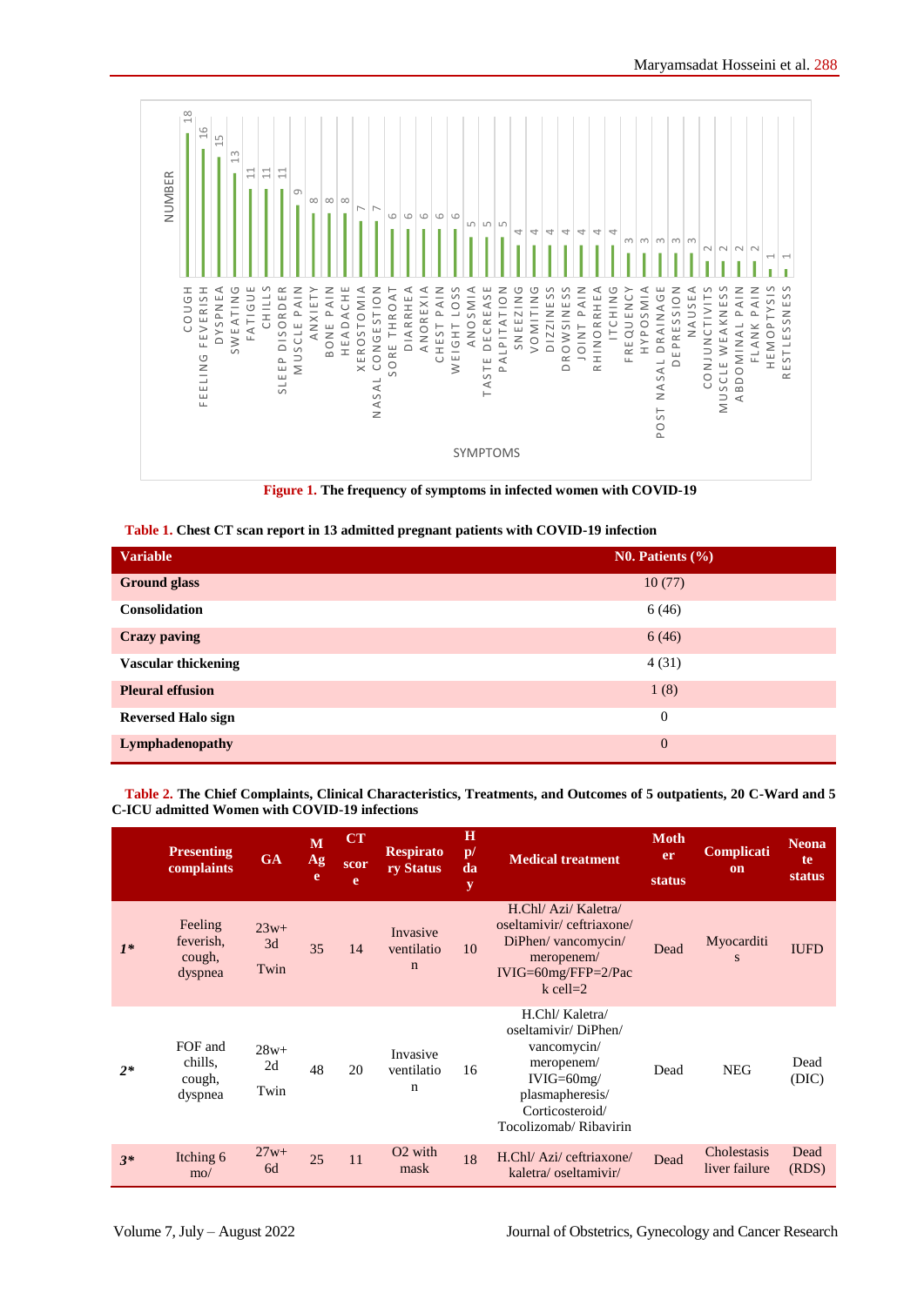| Symptom | Number |
|---|---|
| COUGH | 18 |
| FEELING FEVERISH | 16 |
| DYSPNEA | 15 |
| SWEATING | 13 |
| FATIGUE | 11 |
| CHILLS | 11 |
| SLEEP DISORDER | 11 |
| MUSCLE PAIN | 9 |
| ANXIETY | 8 |
| BONE PAIN | 8 |
| HEADACHE | 8 |
| XEROSTOMIA | 7 |
| NASAL CONGESTION | 7 |
| SORE THROAT | 6 |
| DIARRHEA | 6 |
| ANOREXIA | 6 |
| CHEST PAIN | 6 |
| WEIGHT LOSS | 6 |
| ANOSMIA | 5 |
| TASTE DECREASE | 5 |
| PALPITATION | 5 |
| SNEEZING | 4 |
| VOMITING | 4 |
| DIZZINESS | 4 |
| DROWSINESS | 4 |
| JOINT PAIN | 4 |
| RHINORRHEA | 4 |
| ITCHING | 4 |
| FREQUENCY | 3 |
| HYPOSMIA | 3 |
| POST NASAL DRAINAGE | 3 |
| DEPRESSION | 3 |
| NAUSEA | 3 |
| CONJUNCTIVITS | 2 |
| MUSCLE WEAKNESS | 2 |
| ABDOMINAL PAIN | 2 |
| FLANK PAIN | 2 |
| HEMOPTYSIS | 1 |
| RESTLESSNESS | 1 |

**Figure 1.** The frequency of symptoms in infected women with COVID-19

**Table 1.** Chest CT scan report in 13 admitted pregnant patients with COVID-19 infection

| Variable | N0. Patients (%) |
|---|---|
| **Ground glass** | 10 (77) |
| **Consolidation** | 6 (46) |
| **Crazy paving** | 6 (46) |
| **Vascular thickening** | 4 (31) |
| **Pleural effusion** | 1 (8) |
| **Reversed Halo sign** | 0 |
| **Lymphadenopathy** | 0 |

**Table 2.** The Chief Complaints, Clinical Characteristics, Treatments, and Outcomes of 5 outpatients, 20 C-Ward and 5 C-ICU admitted Women with COVID-19 infections

| | Presenting complaints | GA | M Age | CT score | Respiratory Status | Hp/day | Medical treatment | Mother status | Complication | Neonate status |
|---|---|---|---|---|---|---|---|---|---|---|
| ***1**** | Feeling feverish, cough, dyspnea | 23w+3d Twin | 35 | 14 | Invasive ventilation | 10 | H.Chl/ Azi/ Kaletra/ oseltamivir/ ceftriaxone/ DiPhen/ vancomycin/ meropenem/ IVIG=60mg/FFP=2/Pack cell=2 | Dead | Myocarditis | IUFD |
| ***2**** | FOF and chills, cough, dyspnea | 28w+2d Twin | 48 | 20 | Invasive ventilation | 16 | H.Chl/ Kaletra/ oseltamivir/ DiPhen/ vancomycin/ meropenem/ IVIG=60mg/ plasmapheresis/ Corticosteroid/ Tocolizomab/ Ribavirin | Dead | NEG | Dead (DIC) |
| ***3**** | Itching 6 mo/ | 27w+6d | 25 | 11 | O2 with mask | 18 | H.Chl/ Azi/ ceftriaxone/ kaletra/ oseltamivir/ | Dead | Cholestasis liver failure | Dead (RDS) |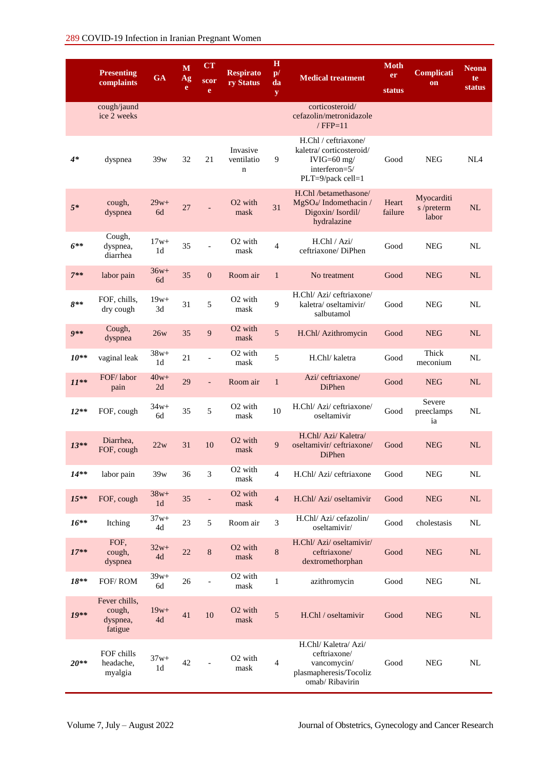| | Presenting complaints | GA | M Age | CT score | Respiratory Status | Hp/day | Medical treatment | Mother status | Complication | Neonate status |
|---|---|---|---|---|---|---|---|---|---|---|
| | cough/jaundice 2 weeks | | | | | | corticosteroid/ cefazolin/metronidazole / FFP=11 | | | |
| ***4**** | dyspnea | 39w | 32 | 21 | Invasive ventilation | 9 | H.Chl / ceftriaxone/ kaletra/ corticosteroid/ IVIG=60 mg/ interferon=5/ PLT=9/pack cell=1 | Good | NEG | NL4 |
| ***5**** | cough, dyspnea | 29w+ 6d | 27 | - | O2 with mask | 31 | H.Chl /betamethasone/ $MgSO_4$/ Indomethacin / Digoxin/ Isordil/ hydralazine | Heart failure | Myocarditis /preterm labor | NL |
| ***6***** | Cough, dyspnea, diarrhea | 17w+ 1d | 35 | - | O2 with mask | 4 | H.Chl / Azi/ ceftriaxone/ DiPhen | Good | NEG | NL |
| ***7***** | labor pain | 36w+ 6d | 35 | 0 | Room air | 1 | No treatment | Good | NEG | NL |
| ***8***** | FOF, chills, dry cough | 19w+ 3d | 31 | 5 | O2 with mask | 9 | H.Chl/ Azi/ ceftriaxone/ kaletra/ oseltamivir/ salbutamol | Good | NEG | NL |
| ***9***** | Cough, dyspnea | 26w | 35 | 9 | O2 with mask | 5 | H.Chl/ Azithromycin | Good | NEG | NL |
| ***10***** | vaginal leak | 38w+ 1d | 21 | - | O2 with mask | 5 | H.Chl/ kaletra | Good | Thick meconium | NL |
| ***11***** | FOF/ labor pain | 40w+ 2d | 29 | - | Room air | 1 | Azi/ ceftriaxone/ DiPhen | Good | NEG | NL |
| ***12***** | FOF, cough | 34w+ 6d | 35 | 5 | O2 with mask | 10 | H.Chl/ Azi/ ceftriaxone/ oseltamivir | Good | Severe preeclampsia | NL |
| ***13***** | Diarrhea, FOF, cough | 22w | 31 | 10 | O2 with mask | 9 | H.Chl/ Azi/ Kaletra/ oseltamivir/ ceftriaxone/ DiPhen | Good | NEG | NL |
| ***14***** | labor pain | 39w | 36 | 3 | O2 with mask | 4 | H.Chl/ Azi/ ceftriaxone | Good | NEG | NL |
| ***15***** | FOF, cough | 38w+ 1d | 35 | - | O2 with mask | 4 | H.Chl/ Azi/ oseltamivir | Good | NEG | NL |
| ***16***** | Itching | 37w+ 4d | 23 | 5 | Room air | 3 | H.Chl/ Azi/ cefazolin/ oseltamivir/ | Good | cholestasis | NL |
| ***17***** | FOF, cough, dyspnea | 32w+ 4d | 22 | 8 | O2 with mask | 8 | H.Chl/ Azi/ oseltamivir/ ceftriaxone/ dextromethorphan | Good | NEG | NL |
| ***18***** | FOF/ ROM | 39w+ 6d | 26 | - | O2 with mask | 1 | azithromycin | Good | NEG | NL |
| ***19***** | Fever chills, cough, dyspnea, fatigue | 19w+ 4d | 41 | 10 | O2 with mask | 5 | H.Chl / oseltamivir | Good | NEG | NL |
| ***20***** | FOF chills headache, myalgia | 37w+ 1d | 42 | - | O2 with mask | 4 | H.Chl/ Kaletra/ Azi/ ceftriaxone/ vancomycin/ plasmapheresis/Tocolizomab/ Ribavirin | Good | NEG | NL |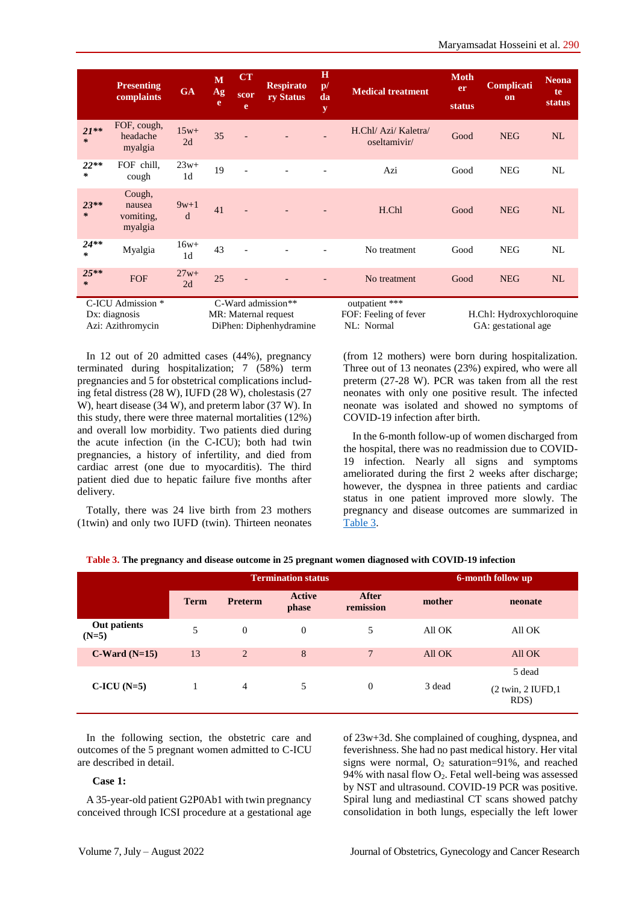| | Presenting complaints | GA | M Age | CT score | Respiratory Status | H p/ day | Medical treatment | Mother status | Complication | Neonate status |
|---|---|---|---|---|---|---|---|---|---|---|
| *21*** | FOF, cough, headache myalgia | 15w+2d | 35 | - | - | - | H.Chl/ Azi/ Kaletra/ oseltamivir/ | Good | NEG | NL |
| *22*** | FOF chill, cough | 23w+1d | 19 | - | - | - | Azi | Good | NEG | NL |
| *23*** | Cough, nausea vomiting, myalgia | 9w+1d | 41 | - | - | - | H.Chl | Good | NEG | NL |
| *24*** | Myalgia | 16w+1d | 43 | - | - | - | No treatment | Good | NEG | NL |
| *25*** | FOF | 27w+2d | 25 | - | - | - | No treatment | Good | NEG | NL |

C-ICU Admission * C-Ward admission** outpatient ***
Dx: diagnosis MR: Maternal request FOF: Feeling of fever H.Chl: Hydroxychloroquine
Azi: Azithromycin DiPhen: Diphenhydramine NL: Normal GA: gestational age

In 12 out of 20 admitted cases (44%), pregnancy terminated during hospitalization; 7 (58%) term pregnancies and 5 for obstetrical complications including fetal distress (28 W), IUFD (28 W), cholestasis (27 W), heart disease (34 W), and preterm labor (37 W). In this study, there were three maternal mortalities (12%) and overall low morbidity. Two patients died during the acute infection (in the C-ICU); both had twin pregnancies, a history of infertility, and died from cardiac arrest (one due to myocarditis). The third patient died due to hepatic failure five months after delivery.

Totally, there was 24 live birth from 23 mothers (1twin) and only two IUFD (twin). Thirteen neonates (from 12 mothers) were born during hospitalization. Three out of 13 neonates (23%) expired, who were all preterm (27-28 W). PCR was taken from all the rest neonates with only one positive result. The infected neonate was isolated and showed no symptoms of COVID-19 infection after birth.

In the 6-month follow-up of women discharged from the hospital, there was no readmission due to COVID-19 infection. Nearly all signs and symptoms ameliorated during the first 2 weeks after discharge; however, the dyspnea in three patients and cardiac status in one patient improved more slowly. The pregnancy and disease outcomes are summarized in Table 3.

**Table 3. The pregnancy and disease outcome in 25 pregnant women diagnosed with COVID-19 infection**

| | Termination status | | | | 6-month follow up | |
|---|---|---|---|---|---|---|
| | Term | Preterm | Active phase | After remission | mother | neonate |
| **Out patients (N=5)** | 5 | 0 | 0 | 5 | All OK | All OK |
| **C-Ward (N=15)** | 13 | 2 | 8 | 7 | All OK | All OK |
| **C-ICU (N=5)** | 1 | 4 | 5 | 0 | 3 dead | 5 dead (2 twin, 2 IUFD,1 RDS) |

In the following section, the obstetric care and outcomes of the 5 pregnant women admitted to C-ICU are described in detail.

**Case 1:**

A 35-year-old patient G2P0Ab1 with twin pregnancy conceived through ICSI procedure at a gestational age of 23w+3d. She complained of coughing, dyspnea, and feverishness. She had no past medical history. Her vital signs were normal, $O_2$ saturation=91%, and reached 94% with nasal flow $O_2$. Fetal well-being was assessed by NST and ultrasound. COVID-19 PCR was positive. Spiral lung and mediastinal CT scans showed patchy consolidation in both lungs, especially the left lower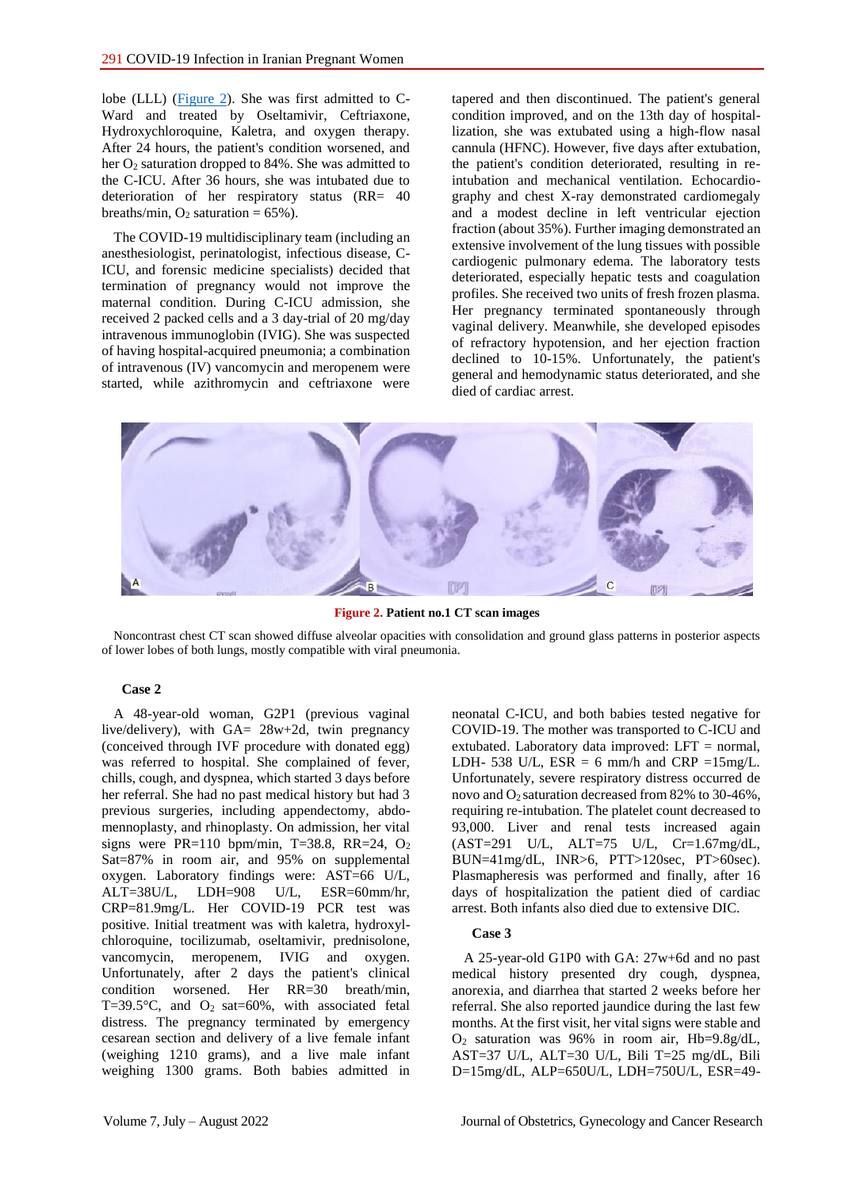lobe (LLL) (Figure 2). She was first admitted to C-Ward and treated by Oseltamivir, Ceftriaxone, Hydroxychloroquine, Kaletra, and oxygen therapy. After 24 hours, the patient's condition worsened, and her $O_2$ saturation dropped to 84%. She was admitted to the C-ICU. After 36 hours, she was intubated due to deterioration of her respiratory status (RR= 40 breaths/min, $O_2$ saturation = 65%).

The COVID-19 multidisciplinary team (including an anesthesiologist, perinatologist, infectious disease, C-ICU, and forensic medicine specialists) decided that termination of pregnancy would not improve the maternal condition. During C-ICU admission, she received 2 packed cells and a 3 day-trial of 20 mg/day intravenous immunoglobin (IVIG). She was suspected of having hospital-acquired pneumonia; a combination of intravenous (IV) vancomycin and meropenem were started, while azithromycin and ceftriaxone were tapered and then discontinued. The patient's general condition improved, and on the 13th day of hospitalization, she was extubated using a high-flow nasal cannula (HFNC). However, five days after extubation, the patient's condition deteriorated, resulting in re-intubation and mechanical ventilation. Echocardiography and chest X-ray demonstrated cardiomegaly and a modest decline in left ventricular ejection fraction (about 35%). Further imaging demonstrated an extensive involvement of the lung tissues with possible cardiogenic pulmonary edema. The laboratory tests deteriorated, especially hepatic tests and coagulation profiles. She received two units of fresh frozen plasma. Her pregnancy terminated spontaneously through vaginal delivery. Meanwhile, she developed episodes of refractory hypotension, and her ejection fraction declined to 10-15%. Unfortunately, the patient's general and hemodynamic status deteriorated, and she died of cardiac arrest.

**Figure 2. Patient no.1 CT scan images**

Noncontrast chest CT scan showed diffuse alveolar opacities with consolidation and ground glass patterns in posterior aspects of lower lobes of both lungs, mostly compatible with viral pneumonia.

### Case 2

A 48-year-old woman, G2P1 (previous vaginal live/delivery), with GA= 28w+2d, twin pregnancy (conceived through IVF procedure with donated egg) was referred to hospital. She complained of fever, chills, cough, and dyspnea, which started 3 days before her referral. She had no past medical history but had 3 previous surgeries, including appendectomy, abdomennoplasty, and rhinoplasty. On admission, her vital signs were PR=110 bpm/min, T=38.8, RR=24, $O_2$ Sat=87% in room air, and 95% on supplemental oxygen. Laboratory findings were: AST=66 U/L, ALT=38U/L, LDH=908 U/L, ESR=60mm/hr, CRP=81.9mg/L. Her COVID-19 PCR test was positive. Initial treatment was with kaletra, hydroxylchloroquine, tocilizumab, oseltamivir, prednisolone, vancomycin, meropenem, IVIG and oxygen. Unfortunately, after 2 days the patient's clinical condition worsened. Her RR=30 breath/min, T=39.5°C, and $O_2$ sat=60%, with associated fetal distress. The pregnancy terminated by emergency cesarean section and delivery of a live female infant (weighing 1210 grams), and a live male infant weighing 1300 grams. Both babies admitted in neonatal C-ICU, and both babies tested negative for COVID-19. The mother was transported to C-ICU and extubated. Laboratory data improved: LFT = normal, LDH- 538 U/L, ESR = 6 mm/h and CRP =15mg/L. Unfortunately, severe respiratory distress occurred de novo and $O_2$ saturation decreased from 82% to 30-46%, requiring re-intubation. The platelet count decreased to 93,000. Liver and renal tests increased again (AST=291 U/L, ALT=75 U/L, Cr=1.67mg/dL, BUN=41mg/dL, INR>6, PTT>120sec, PT>60sec). Plasmapheresis was performed and finally, after 16 days of hospitalization the patient died of cardiac arrest. Both infants also died due to extensive DIC.

### Case 3

A 25-year-old G1P0 with GA: 27w+6d and no past medical history presented dry cough, dyspnea, anorexia, and diarrhea that started 2 weeks before her referral. She also reported jaundice during the last few months. At the first visit, her vital signs were stable and $O_2$ saturation was 96% in room air, Hb=9.8g/dL, AST=37 U/L, ALT=30 U/L, Bili T=25 mg/dL, Bili D=15mg/dL, ALP=650U/L, LDH=750U/L, ESR=49-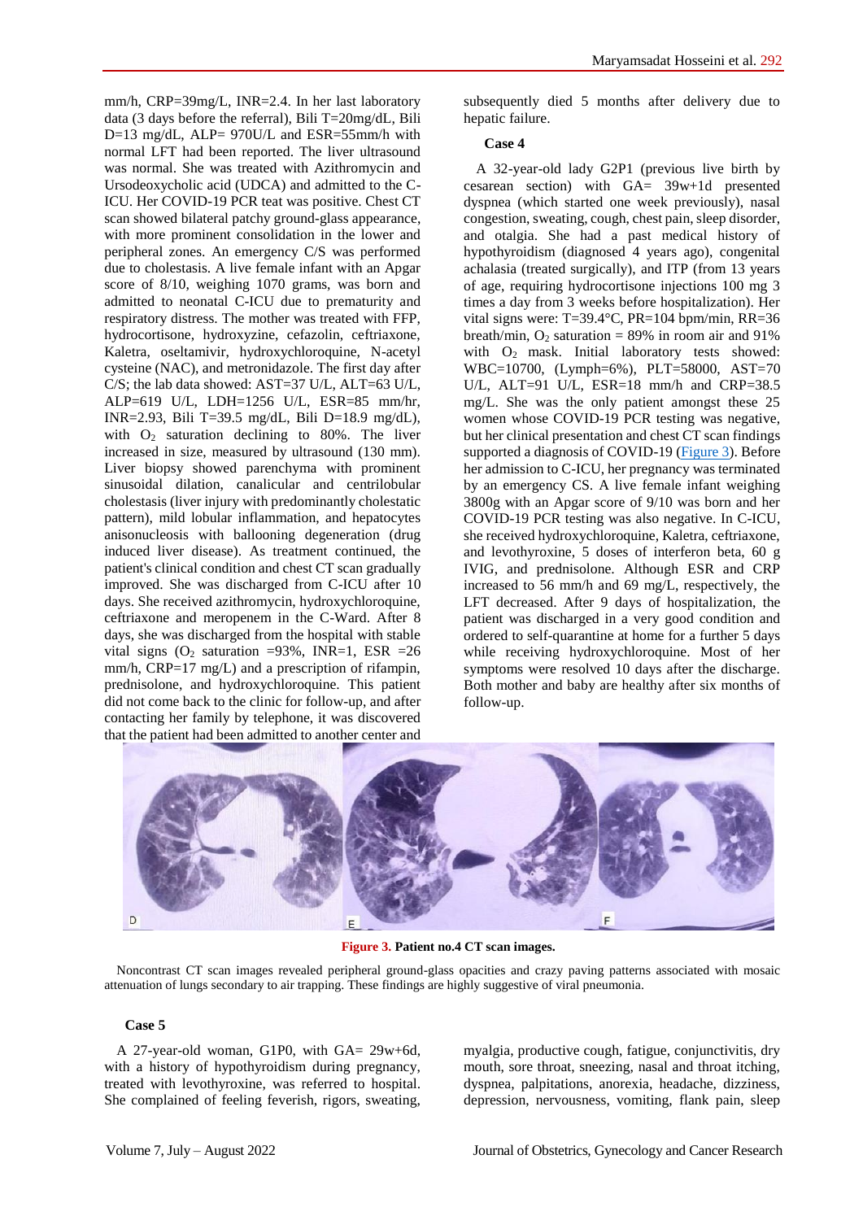mm/h, CRP=39mg/L, INR=2.4. In her last laboratory data (3 days before the referral), Bili T=20mg/dL, Bili D=13 mg/dL, ALP= 970U/L and ESR=55mm/h with normal LFT had been reported. The liver ultrasound was normal. She was treated with Azithromycin and Ursodeoxycholic acid (UDCA) and admitted to the C-ICU. Her COVID-19 PCR teat was positive. Chest CT scan showed bilateral patchy ground-glass appearance, with more prominent consolidation in the lower and peripheral zones. An emergency C/S was performed due to cholestasis. A live female infant with an Apgar score of 8/10, weighing 1070 grams, was born and admitted to neonatal C-ICU due to prematurity and respiratory distress. The mother was treated with FFP, hydrocortisone, hydroxyzine, cefazolin, ceftriaxone, Kaletra, oseltamivir, hydroxychloroquine, N-acetyl cysteine (NAC), and metronidazole. The first day after C/S; the lab data showed: AST=37 U/L, ALT=63 U/L, ALP=619 U/L, LDH=1256 U/L, ESR=85 mm/hr, INR=2.93, Bili T=39.5 mg/dL, Bili D=18.9 mg/dL), with $O_2$ saturation declining to 80%. The liver increased in size, measured by ultrasound (130 mm). Liver biopsy showed parenchyma with prominent sinusoidal dilation, canalicular and centrilobular cholestasis (liver injury with predominantly cholestatic pattern), mild lobular inflammation, and hepatocytes anisonucleosis with ballooning degeneration (drug induced liver disease). As treatment continued, the patient's clinical condition and chest CT scan gradually improved. She was discharged from C-ICU after 10 days. She received azithromycin, hydroxychloroquine, ceftriaxone and meropenem in the C-Ward. After 8 days, she was discharged from the hospital with stable vital signs ($O_2$ saturation =93%, INR=1, ESR =26 mm/h, CRP=17 mg/L) and a prescription of rifampin, prednisolone, and hydroxychloroquine. This patient did not come back to the clinic for follow-up, and after contacting her family by telephone, it was discovered that the patient had been admitted to another center and subsequently died 5 months after delivery due to hepatic failure.

**Case 4**

A 32-year-old lady G2P1 (previous live birth by cesarean section) with GA= 39w+1d presented dyspnea (which started one week previously), nasal congestion, sweating, cough, chest pain, sleep disorder, and otalgia. She had a past medical history of hypothyroidism (diagnosed 4 years ago), congenital achalasia (treated surgically), and ITP (from 13 years of age, requiring hydrocortisone injections 100 mg 3 times a day from 3 weeks before hospitalization). Her vital signs were: T=39.4°C, PR=104 bpm/min, RR=36 breath/min, $O_2$ saturation = 89% in room air and 91% with $O_2$ mask. Initial laboratory tests showed: WBC=10700, (Lymph=6%), PLT=58000, AST=70 U/L, ALT=91 U/L, ESR=18 mm/h and CRP=38.5 mg/L. She was the only patient amongst these 25 women whose COVID-19 PCR testing was negative, but her clinical presentation and chest CT scan findings supported a diagnosis of COVID-19 (Figure 3). Before her admission to C-ICU, her pregnancy was terminated by an emergency CS. A live female infant weighing 3800g with an Apgar score of 9/10 was born and her COVID-19 PCR testing was also negative. In C-ICU, she received hydroxychloroquine, Kaletra, ceftriaxone, and levothyroxine, 5 doses of interferon beta, 60 g IVIG, and prednisolone. Although ESR and CRP increased to 56 mm/h and 69 mg/L, respectively, the LFT decreased. After 9 days of hospitalization, the patient was discharged in a very good condition and ordered to self-quarantine at home for a further 5 days while receiving hydroxychloroquine. Most of her symptoms were resolved 10 days after the discharge. Both mother and baby are healthy after six months of follow-up.

**Figure 3.** Patient no.4 CT scan images.

Noncontrast CT scan images revealed peripheral ground-glass opacities and crazy paving patterns associated with mosaic attenuation of lungs secondary to air trapping. These findings are highly suggestive of viral pneumonia.

**Case 5**

A 27-year-old woman, G1P0, with GA= 29w+6d, with a history of hypothyroidism during pregnancy, treated with levothyroxine, was referred to hospital. She complained of feeling feverish, rigors, sweating, myalgia, productive cough, fatigue, conjunctivitis, dry mouth, sore throat, sneezing, nasal and throat itching, dyspnea, palpitations, anorexia, headache, dizziness, depression, nervousness, vomiting, flank pain, sleep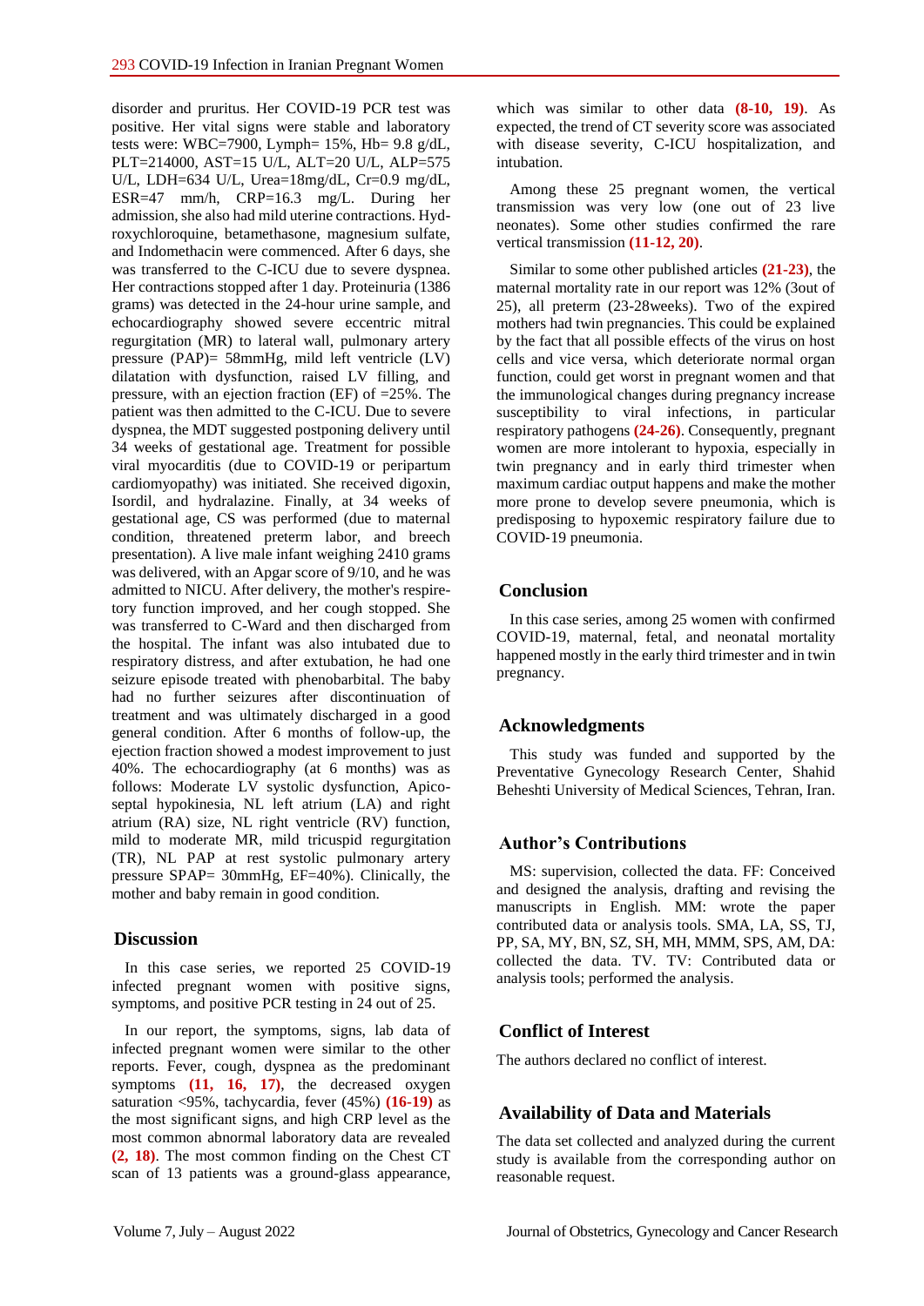disorder and pruritus. Her COVID-19 PCR test was positive. Her vital signs were stable and laboratory tests were: WBC=7900, Lymph= 15%, Hb= 9.8 g/dL, PLT=214000, AST=15 U/L, ALT=20 U/L, ALP=575 U/L, LDH=634 U/L, Urea=18mg/dL, Cr=0.9 mg/dL, ESR=47 mm/h, CRP=16.3 mg/L. During her admission, she also had mild uterine contractions. Hydroxychloroquine, betamethasone, magnesium sulfate, and Indomethacin were commenced. After 6 days, she was transferred to the C-ICU due to severe dyspnea. Her contractions stopped after 1 day. Proteinuria (1386 grams) was detected in the 24-hour urine sample, and echocardiography showed severe eccentric mitral regurgitation (MR) to lateral wall, pulmonary artery pressure (PAP)= 58mmHg, mild left ventricle (LV) dilatation with dysfunction, raised LV filling, and pressure, with an ejection fraction (EF) of =25%. The patient was then admitted to the C-ICU. Due to severe dyspnea, the MDT suggested postponing delivery until 34 weeks of gestational age. Treatment for possible viral myocarditis (due to COVID-19 or peripartum cardiomyopathy) was initiated. She received digoxin, Isordil, and hydralazine. Finally, at 34 weeks of gestational age, CS was performed (due to maternal condition, threatened preterm labor, and breech presentation). A live male infant weighing 2410 grams was delivered, with an Apgar score of 9/10, and he was admitted to NICU. After delivery, the mother's respiratory function improved, and her cough stopped. She was transferred to C-Ward and then discharged from the hospital. The infant was also intubated due to respiratory distress, and after extubation, he had one seizure episode treated with phenobarbital. The baby had no further seizures after discontinuation of treatment and was ultimately discharged in a good general condition. After 6 months of follow-up, the ejection fraction showed a modest improvement to just 40%. The echocardiography (at 6 months) was as follows: Moderate LV systolic dysfunction, Apico-septal hypokinesia, NL left atrium (LA) and right atrium (RA) size, NL right ventricle (RV) function, mild to moderate MR, mild tricuspid regurgitation (TR), NL PAP at rest systolic pulmonary artery pressure SPAP= 30mmHg, EF=40%). Clinically, the mother and baby remain in good condition.

## Discussion

In this case series, we reported 25 COVID-19 infected pregnant women with positive signs, symptoms, and positive PCR testing in 24 out of 25.

In our report, the symptoms, signs, lab data of infected pregnant women were similar to the other reports. Fever, cough, dyspnea as the predominant symptoms **(11, 16, 17)**, the decreased oxygen saturation <95%, tachycardia, fever (45%) **(16-19)** as the most significant signs, and high CRP level as the most common abnormal laboratory data are revealed **(2, 18)**. The most common finding on the Chest CT scan of 13 patients was a ground-glass appearance, which was similar to other data **(8-10, 19)**. As expected, the trend of CT severity score was associated with disease severity, C-ICU hospitalization, and intubation.

Among these 25 pregnant women, the vertical transmission was very low (one out of 23 live neonates). Some other studies confirmed the rare vertical transmission **(11-12, 20)**.

Similar to some other published articles **(21-23)**, the maternal mortality rate in our report was 12% (3out of 25), all preterm (23-28weeks). Two of the expired mothers had twin pregnancies. This could be explained by the fact that all possible effects of the virus on host cells and vice versa, which deteriorate normal organ function, could get worst in pregnant women and that the immunological changes during pregnancy increase susceptibility to viral infections, in particular respiratory pathogens **(24-26)**. Consequently, pregnant women are more intolerant to hypoxia, especially in twin pregnancy and in early third trimester when maximum cardiac output happens and make the mother more prone to develop severe pneumonia, which is predisposing to hypoxemic respiratory failure due to COVID-19 pneumonia.

## Conclusion

In this case series, among 25 women with confirmed COVID-19, maternal, fetal, and neonatal mortality happened mostly in the early third trimester and in twin pregnancy.

## Acknowledgments

This study was funded and supported by the Preventative Gynecology Research Center, Shahid Beheshti University of Medical Sciences, Tehran, Iran.

## Author's Contributions

MS: supervision, collected the data. FF: Conceived and designed the analysis, drafting and revising the manuscripts in English. MM: wrote the paper contributed data or analysis tools. SMA, LA, SS, TJ, PP, SA, MY, BN, SZ, SH, MH, MMM, SPS, AM, DA: collected the data. TV. TV: Contributed data or analysis tools; performed the analysis.

## Conflict of Interest

The authors declared no conflict of interest.

## Availability of Data and Materials

The data set collected and analyzed during the current study is available from the corresponding author on reasonable request.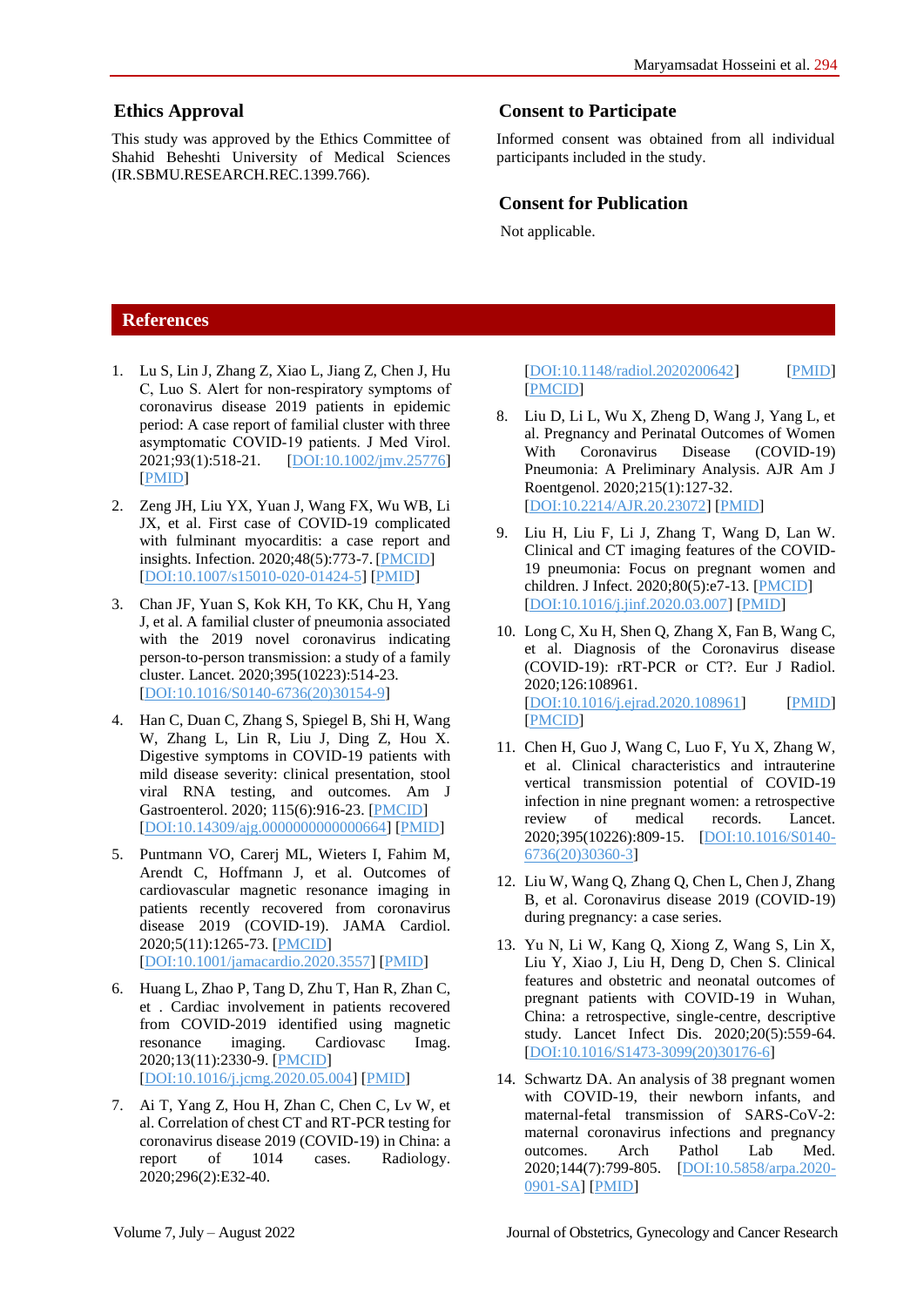## Ethics Approval

This study was approved by the Ethics Committee of Shahid Beheshti University of Medical Sciences (IR.SBMU.RESEARCH.REC.1399.766).

## Consent to Participate

Informed consent was obtained from all individual participants included in the study.

## Consent for Publication

Not applicable.

## References

1. Lu S, Lin J, Zhang Z, Xiao L, Jiang Z, Chen J, Hu C, Luo S. Alert for non-respiratory symptoms of coronavirus disease 2019 patients in epidemic period: A case report of familial cluster with three asymptomatic COVID-19 patients. J Med Virol. 2021;93(1):518-21. [DOI:10.1002/jmv.25776] [PMID]
2. Zeng JH, Liu YX, Yuan J, Wang FX, Wu WB, Li JX, et al. First case of COVID-19 complicated with fulminant myocarditis: a case report and insights. Infection. 2020;48(5):773-7. [PMCID] [DOI:10.1007/s15010-020-01424-5] [PMID]
3. Chan JF, Yuan S, Kok KH, To KK, Chu H, Yang J, et al. A familial cluster of pneumonia associated with the 2019 novel coronavirus indicating person-to-person transmission: a study of a family cluster. Lancet. 2020;395(10223):514-23. [DOI:10.1016/S0140-6736(20)30154-9]
4. Han C, Duan C, Zhang S, Spiegel B, Shi H, Wang W, Zhang L, Lin R, Liu J, Ding Z, Hou X. Digestive symptoms in COVID-19 patients with mild disease severity: clinical presentation, stool viral RNA testing, and outcomes. Am J Gastroenterol. 2020; 115(6):916-23. [PMCID] [DOI:10.14309/ajg.0000000000000664] [PMID]
5. Puntmann VO, Carerj ML, Wieters I, Fahim M, Arendt C, Hoffmann J, et al. Outcomes of cardiovascular magnetic resonance imaging in patients recently recovered from coronavirus disease 2019 (COVID-19). JAMA Cardiol. 2020;5(11):1265-73. [PMCID] [DOI:10.1001/jamacardio.2020.3557] [PMID]
6. Huang L, Zhao P, Tang D, Zhu T, Han R, Zhan C, et . Cardiac involvement in patients recovered from COVID-2019 identified using magnetic resonance imaging. Cardiovasc Imag. 2020;13(11):2330-9. [PMCID] [DOI:10.1016/j.jcmg.2020.05.004] [PMID]
7. Ai T, Yang Z, Hou H, Zhan C, Chen C, Lv W, et al. Correlation of chest CT and RT-PCR testing for coronavirus disease 2019 (COVID-19) in China: a report of 1014 cases. Radiology. 2020;296(2):E32-40. [DOI:10.1148/radiol.2020200642] [PMID] [PMCID]
8. Liu D, Li L, Wu X, Zheng D, Wang J, Yang L, et al. Pregnancy and Perinatal Outcomes of Women With Coronavirus Disease (COVID-19) Pneumonia: A Preliminary Analysis. AJR Am J Roentgenol. 2020;215(1):127-32. [DOI:10.2214/AJR.20.23072] [PMID]
9. Liu H, Liu F, Li J, Zhang T, Wang D, Lan W. Clinical and CT imaging features of the COVID-19 pneumonia: Focus on pregnant women and children. J Infect. 2020;80(5):e7-13. [PMCID] [DOI:10.1016/j.jinf.2020.03.007] [PMID]
10. Long C, Xu H, Shen Q, Zhang X, Fan B, Wang C, et al. Diagnosis of the Coronavirus disease (COVID-19): rRT-PCR or CT?. Eur J Radiol. 2020;126:108961. [DOI:10.1016/j.ejrad.2020.108961] [PMID] [PMCID]
11. Chen H, Guo J, Wang C, Luo F, Yu X, Zhang W, et al. Clinical characteristics and intrauterine vertical transmission potential of COVID-19 infection in nine pregnant women: a retrospective review of medical records. Lancet. 2020;395(10226):809-15. [DOI:10.1016/S0140-6736(20)30360-3]
12. Liu W, Wang Q, Zhang Q, Chen L, Chen J, Zhang B, et al. Coronavirus disease 2019 (COVID-19) during pregnancy: a case series.
13. Yu N, Li W, Kang Q, Xiong Z, Wang S, Lin X, Liu Y, Xiao J, Liu H, Deng D, Chen S. Clinical features and obstetric and neonatal outcomes of pregnant patients with COVID-19 in Wuhan, China: a retrospective, single-centre, descriptive study. Lancet Infect Dis. 2020;20(5):559-64. [DOI:10.1016/S1473-3099(20)30176-6]
14. Schwartz DA. An analysis of 38 pregnant women with COVID-19, their newborn infants, and maternal-fetal transmission of SARS-CoV-2: maternal coronavirus infections and pregnancy outcomes. Arch Pathol Lab Med. 2020;144(7):799-805. [DOI:10.5858/arpa.2020-0901-SA] [PMID]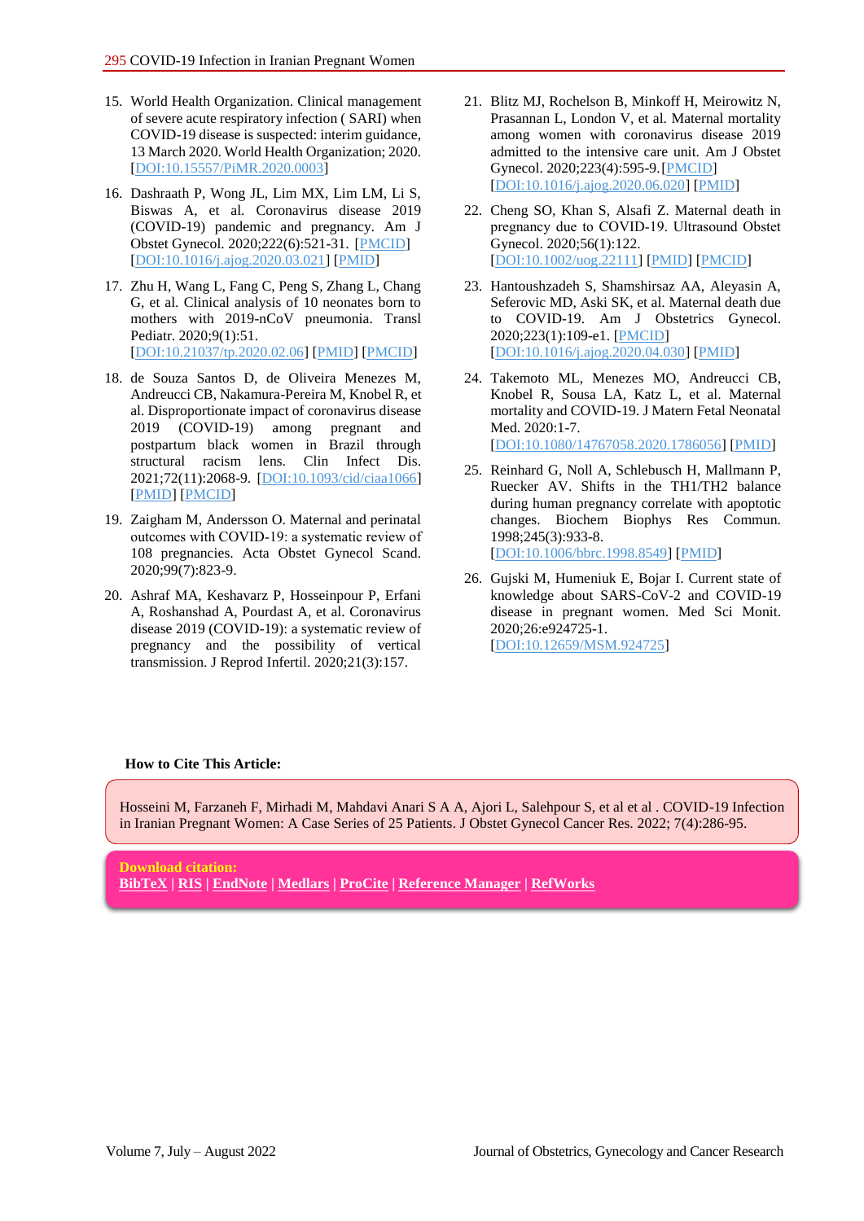15. World Health Organization. Clinical management of severe acute respiratory infection ( SARI) when COVID-19 disease is suspected: interim guidance, 13 March 2020. World Health Organization; 2020. [DOI:10.15557/PiMR.2020.0003]
16. Dashraath P, Wong JL, Lim MX, Lim LM, Li S, Biswas A, et al. Coronavirus disease 2019 (COVID-19) pandemic and pregnancy. Am J Obstet Gynecol. 2020;222(6):521-31. [PMCID] [DOI:10.1016/j.ajog.2020.03.021] [PMID]
17. Zhu H, Wang L, Fang C, Peng S, Zhang L, Chang G, et al. Clinical analysis of 10 neonates born to mothers with 2019-nCoV pneumonia. Transl Pediatr. 2020;9(1):51. [DOI:10.21037/tp.2020.02.06] [PMID] [PMCID]
18. de Souza Santos D, de Oliveira Menezes M, Andreucci CB, Nakamura-Pereira M, Knobel R, et al. Disproportionate impact of coronavirus disease 2019 (COVID-19) among pregnant and postpartum black women in Brazil through structural racism lens. Clin Infect Dis. 2021;72(11):2068-9. [DOI:10.1093/cid/ciaa1066] [PMID] [PMCID]
19. Zaigham M, Andersson O. Maternal and perinatal outcomes with COVID-19: a systematic review of 108 pregnancies. Acta Obstet Gynecol Scand. 2020;99(7):823-9.
20. Ashraf MA, Keshavarz P, Hosseinpour P, Erfani A, Roshanshad A, Pourdast A, et al. Coronavirus disease 2019 (COVID-19): a systematic review of pregnancy and the possibility of vertical transmission. J Reprod Infertil. 2020;21(3):157.
21. Blitz MJ, Rochelson B, Minkoff H, Meirowitz N, Prasannan L, London V, et al. Maternal mortality among women with coronavirus disease 2019 admitted to the intensive care unit. Am J Obstet Gynecol. 2020;223(4):595-9.[PMCID] [DOI:10.1016/j.ajog.2020.06.020] [PMID]
22. Cheng SO, Khan S, Alsafi Z. Maternal death in pregnancy due to COVID-19. Ultrasound Obstet Gynecol. 2020;56(1):122. [DOI:10.1002/uog.22111] [PMID] [PMCID]
23. Hantoushzadeh S, Shamshirsaz AA, Aleyasin A, Seferovic MD, Aski SK, et al. Maternal death due to COVID-19. Am J Obstetrics Gynecol. 2020;223(1):109-e1. [PMCID] [DOI:10.1016/j.ajog.2020.04.030] [PMID]
24. Takemoto ML, Menezes MO, Andreucci CB, Knobel R, Sousa LA, Katz L, et al. Maternal mortality and COVID-19. J Matern Fetal Neonatal Med. 2020:1-7. [DOI:10.1080/14767058.2020.1786056] [PMID]
25. Reinhard G, Noll A, Schlebusch H, Mallmann P, Ruecker AV. Shifts in the TH1/TH2 balance during human pregnancy correlate with apoptotic changes. Biochem Biophys Res Commun. 1998;245(3):933-8. [DOI:10.1006/bbrc.1998.8549] [PMID]
26. Gujski M, Humeniuk E, Bojar I. Current state of knowledge about SARS-CoV-2 and COVID-19 disease in pregnant women. Med Sci Monit. 2020;26:e924725-1. [DOI:10.12659/MSM.924725]

**How to Cite This Article:**

Hosseini M, Farzaneh F, Mirhadi M, Mahdavi Anari S A A, Ajori L, Salehpour S, et al et al . COVID-19 Infection in Iranian Pregnant Women: A Case Series of 25 Patients. J Obstet Gynecol Cancer Res. 2022; 7(4):286-95.

**Download citation:**
**BibTeX | RIS | EndNote | Medlars | ProCite | Reference Manager | RefWorks**